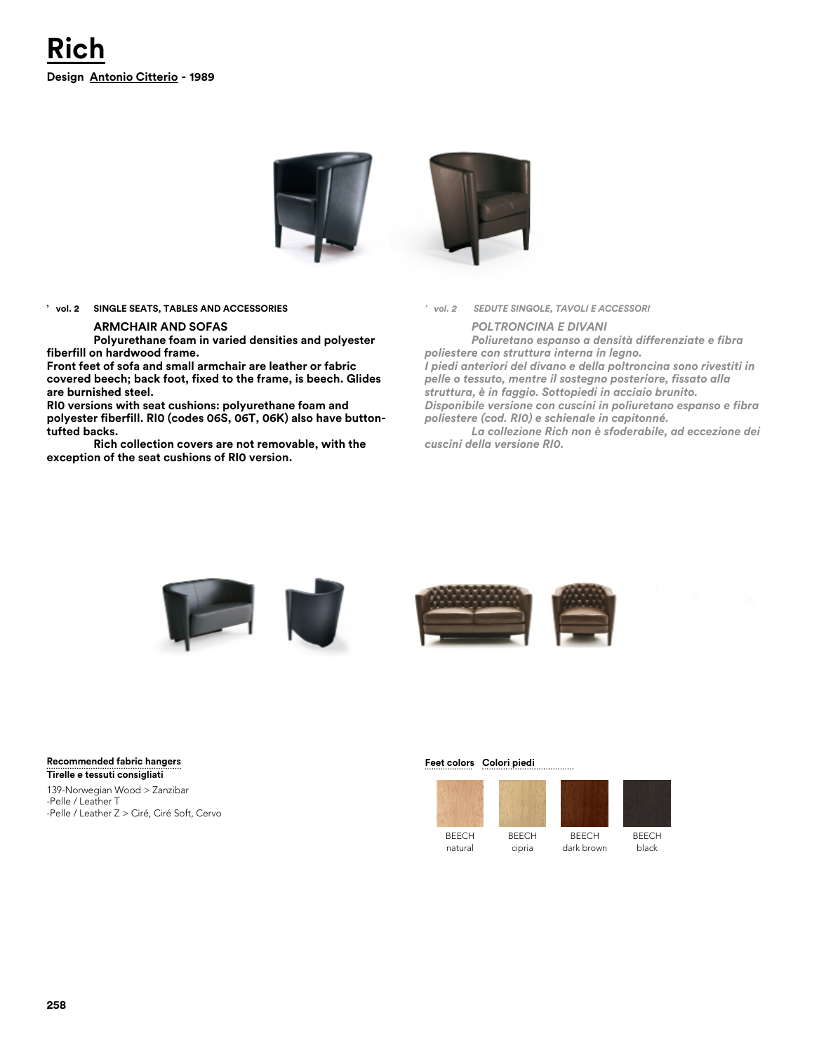# Rich

**Design Antonio Citterio - 1989**

’ **vol. 2** **SINGLE SEATS, TABLES AND ACCESSORIES**

**ARMCHAIR AND SOFAS**

**Polyurethane foam in varied densities and polyester fiberfill on hardwood frame.**
**Front feet of sofa and small armchair are leather or fabric covered beech; back foot, fixed to the frame, is beech. Glides are burnished steel.**
**RI0 versions with seat cushions: polyurethane foam and polyester fiberfill. RI0 (codes 06S, 06T, 06K) also have button-tufted backs.**

**Rich collection covers are not removable, with the exception of the seat cushions of RI0 version.**

*’ vol. 2* *SEDUTE SINGOLE, TAVOLI E ACCESSORI*

*POLTRONCINA E DIVANI*

*Poliuretano espanso a densità differenziate e fibra poliestere con struttura interna in legno.*
*I piedi anteriori del divano e della poltroncina sono rivestiti in pelle o tessuto, mentre il sostegno posteriore, fissato alla struttura, è in faggio. Sottopiedi in acciaio brunito.*
*Disponibile versione con cuscini in poliuretano espanso e fibra poliestere (cod. RI0) e schienale in capitonné.*

*La collezione Rich non è sfoderabile, ad eccezione dei cuscini della versione RI0.*

**Recommended fabric hangers**
**Tirelle e tessuti consigliati**

139-Norwegian Wood > Zanzibar
-Pelle / Leather T
-Pelle / Leather Z > Ciré, Ciré Soft, Cervo

**Feet colors** **Colori piedi**

BEECH natural
BEECH cipria
BEECH dark brown
BEECH black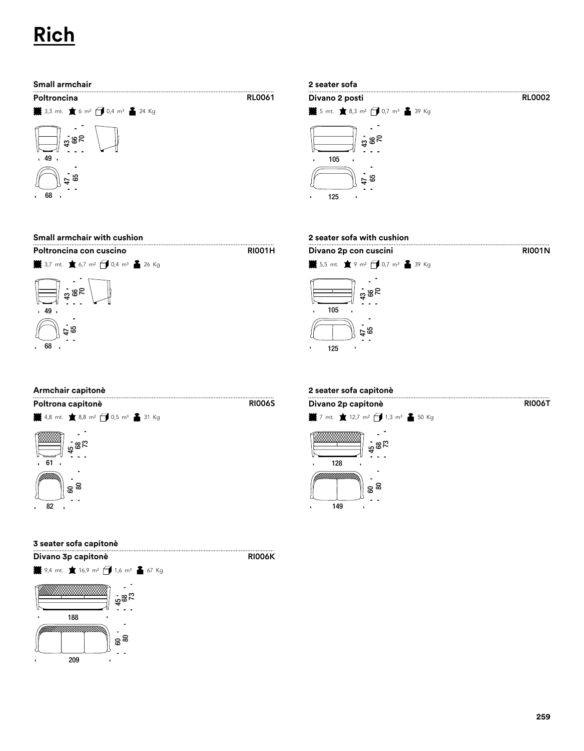# Rich

## Small armchair

**Poltroncina** RL0061

3,3 mt. 6 m² 0,4 m³ 24 Kg

43 66 70

49

47 65

68

## Small armchair with cushion

**Poltroncina con cuscino** RI001H

3,7 mt. 6,7 m² 0,4 m³ 26 Kg

43 66 70

49

47 65

68

## Armchair capitonè

**Poltrona capitonè** RI006S

4,8 mt. 8,8 m² 0,5 m³ 31 Kg

45 68 73

61

60 80

82

## 3 seater sofa capitonè

**Divano 3p capitonè** RI006K

9,4 mt. 16,9 m² 1,6 m³ 67 Kg

45 68 73

188

60 80

209

## 2 seater sofa

**Divano 2 posti** RL0002

5 mt. 8,3 m² 0,7 m³ 39 Kg

43 66 70

105

47 65

125

## 2 seater sofa with cushion

**Divano 2p con cuscini** RI001N

5,5 mt. 9 m² 0,7 m³ 39 Kg

43 66 70

105

47 65

125

## 2 seater sofa capitonè

**Divano 2p capitonè** RI006T

7 mt. 12,7 m² 1,3 m³ 50 Kg

45 68 73

128

60 80

149